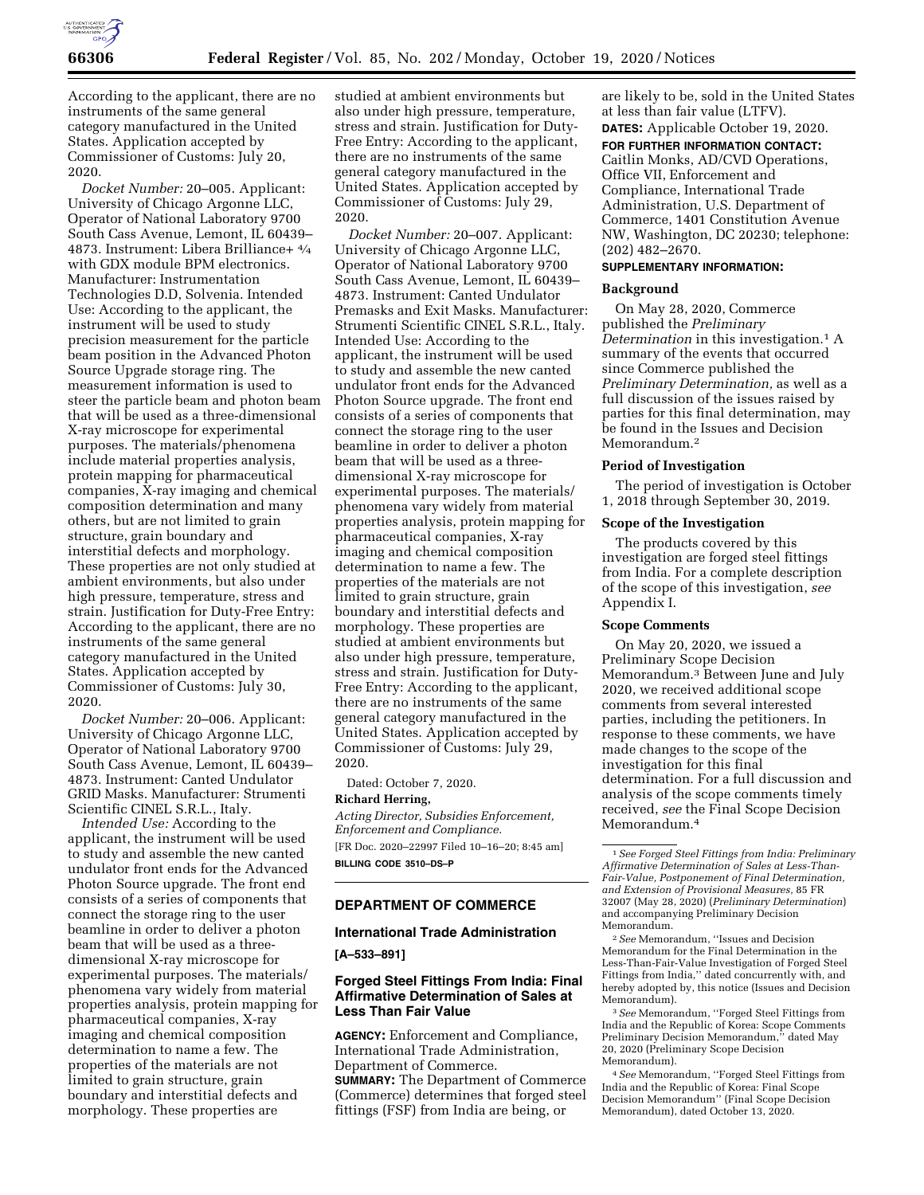According to the applicant, there are no instruments of the same general category manufactured in the United States. Application accepted by Commissioner of Customs: July 20, 2020.

*Docket Number:* 20–005. Applicant: University of Chicago Argonne LLC, Operator of National Laboratory 9700 South Cass Avenue, Lemont, IL 60439–4873. Instrument: Libera Brilliance+ ¾ with GDX module BPM electronics. Manufacturer: Instrumentation Technologies D.D, Solvenia. Intended Use: According to the applicant, the instrument will be used to study precision measurement for the particle beam position in the Advanced Photon Source Upgrade storage ring. The measurement information is used to steer the particle beam and photon beam that will be used as a three-dimensional X-ray microscope for experimental purposes. The materials/phenomena include material properties analysis, protein mapping for pharmaceutical companies, X-ray imaging and chemical composition determination and many others, but are not limited to grain structure, grain boundary and interstitial defects and morphology. These properties are not only studied at ambient environments, but also under high pressure, temperature, stress and strain. Justification for Duty-Free Entry: According to the applicant, there are no instruments of the same general category manufactured in the United States. Application accepted by Commissioner of Customs: July 30, 2020.

*Docket Number:* 20–006. Applicant: University of Chicago Argonne LLC, Operator of National Laboratory 9700 South Cass Avenue, Lemont, IL 60439–4873. Instrument: Canted Undulator GRID Masks. Manufacturer: Strumenti Scientific CINEL S.R.L., Italy.

*Intended Use:* According to the applicant, the instrument will be used to study and assemble the new canted undulator front ends for the Advanced Photon Source upgrade. The front end consists of a series of components that connect the storage ring to the user beamline in order to deliver a photon beam that will be used as a three-dimensional X-ray microscope for experimental purposes. The materials/phenomena vary widely from material properties analysis, protein mapping for pharmaceutical companies, X-ray imaging and chemical composition determination to name a few. The properties of the materials are not limited to grain structure, grain boundary and interstitial defects and morphology. These properties are studied at ambient environments but also under high pressure, temperature, stress and strain. Justification for Duty-Free Entry: According to the applicant, there are no instruments of the same general category manufactured in the United States. Application accepted by Commissioner of Customs: July 29, 2020.

*Docket Number:* 20–007. Applicant: University of Chicago Argonne LLC, Operator of National Laboratory 9700 South Cass Avenue, Lemont, IL 60439–4873. Instrument: Canted Undulator Premasks and Exit Masks. Manufacturer: Strumenti Scientific CINEL S.R.L., Italy. Intended Use: According to the applicant, the instrument will be used to study and assemble the new canted undulator front ends for the Advanced Photon Source upgrade. The front end consists of a series of components that connect the storage ring to the user beamline in order to deliver a photon beam that will be used as a three-dimensional X-ray microscope for experimental purposes. The materials/phenomena vary widely from material properties analysis, protein mapping for pharmaceutical companies, X-ray imaging and chemical composition determination to name a few. The properties of the materials are not limited to grain structure, grain boundary and interstitial defects and morphology. These properties are studied at ambient environments but also under high pressure, temperature, stress and strain. Justification for Duty-Free Entry: According to the applicant, there are no instruments of the same general category manufactured in the United States. Application accepted by Commissioner of Customs: July 29, 2020.

Dated: October 7, 2020.

**Richard Herring,**

*Acting Director, Subsidies Enforcement, Enforcement and Compliance.*

[FR Doc. 2020–22997 Filed 10–16–20; 8:45 am]

**BILLING CODE 3510–DS–P**

## DEPARTMENT OF COMMERCE

### International Trade Administration

**[A–533–891]**

### Forged Steel Fittings From India: Final Affirmative Determination of Sales at Less Than Fair Value

**AGENCY:** Enforcement and Compliance, International Trade Administration, Department of Commerce.

**SUMMARY:** The Department of Commerce (Commerce) determines that forged steel fittings (FSF) from India are being, or are likely to be, sold in the United States at less than fair value (LTFV).

**DATES:** Applicable October 19, 2020.

**FOR FURTHER INFORMATION CONTACT:** Caitlin Monks, AD/CVD Operations, Office VII, Enforcement and Compliance, International Trade Administration, U.S. Department of Commerce, 1401 Constitution Avenue NW, Washington, DC 20230; telephone: (202) 482–2670.

**SUPPLEMENTARY INFORMATION:**

#### Background

On May 28, 2020, Commerce published the *Preliminary Determination* in this investigation.[1] A summary of the events that occurred since Commerce published the *Preliminary Determination,* as well as a full discussion of the issues raised by parties for this final determination, may be found in the Issues and Decision Memorandum.[2]

#### Period of Investigation

The period of investigation is October 1, 2018 through September 30, 2019.

#### Scope of the Investigation

The products covered by this investigation are forged steel fittings from India. For a complete description of the scope of this investigation, *see* Appendix I.

#### Scope Comments

On May 20, 2020, we issued a Preliminary Scope Decision Memorandum.[3] Between June and July 2020, we received additional scope comments from several interested parties, including the petitioners. In response to these comments, we have made changes to the scope of the investigation for this final determination. For a full discussion and analysis of the scope comments timely received, *see* the Final Scope Decision Memorandum.[4]

---

[1] *See Forged Steel Fittings from India: Preliminary Affirmative Determination of Sales at Less-Than-Fair-Value, Postponement of Final Determination, and Extension of Provisional Measures,* 85 FR 32007 (May 28, 2020) (*Preliminary Determination*) and accompanying Preliminary Decision Memorandum.

[2] *See* Memorandum, ''Issues and Decision Memorandum for the Final Determination in the Less-Than-Fair-Value Investigation of Forged Steel Fittings from India,'' dated concurrently with, and hereby adopted by, this notice (Issues and Decision Memorandum).

[3] *See* Memorandum, ''Forged Steel Fittings from India and the Republic of Korea: Scope Comments Preliminary Decision Memorandum,'' dated May 20, 2020 (Preliminary Scope Decision Memorandum).

[4] *See* Memorandum, ''Forged Steel Fittings from India and the Republic of Korea: Final Scope Decision Memorandum'' (Final Scope Decision Memorandum), dated October 13, 2020.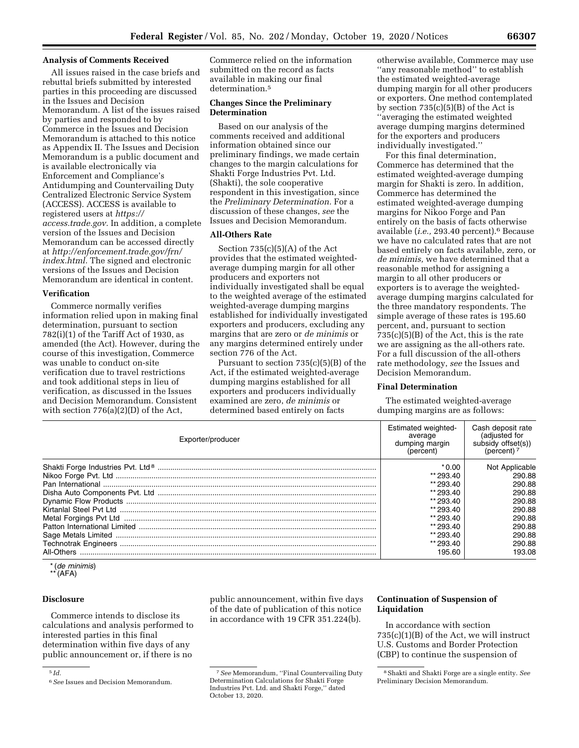### Analysis of Comments Received

All issues raised in the case briefs and rebuttal briefs submitted by interested parties in this proceeding are discussed in the Issues and Decision Memorandum. A list of the issues raised by parties and responded to by Commerce in the Issues and Decision Memorandum is attached to this notice as Appendix II. The Issues and Decision Memorandum is a public document and is available electronically via Enforcement and Compliance's Antidumping and Countervailing Duty Centralized Electronic Service System (ACCESS). ACCESS is available to registered users at *https://access.trade.gov*. In addition, a complete version of the Issues and Decision Memorandum can be accessed directly at *http://enforcement.trade.gov/frn/index.html*. The signed and electronic versions of the Issues and Decision Memorandum are identical in content.

### Verification

Commerce normally verifies information relied upon in making final determination, pursuant to section 782(i)(1) of the Tariff Act of 1930, as amended (the Act). However, during the course of this investigation, Commerce was unable to conduct on-site verification due to travel restrictions and took additional steps in lieu of verification, as discussed in the Issues and Decision Memorandum. Consistent with section 776(a)(2)(D) of the Act, Commerce relied on the information submitted on the record as facts available in making our final determination.[5]

### Changes Since the Preliminary Determination

Based on our analysis of the comments received and additional information obtained since our preliminary findings, we made certain changes to the margin calculations for Shakti Forge Industries Pvt. Ltd. (Shakti), the sole cooperative respondent in this investigation, since the *Preliminary Determination.* For a discussion of these changes, *see* the Issues and Decision Memorandum.

### All-Others Rate

Section 735(c)(5)(A) of the Act provides that the estimated weighted-average dumping margin for all other producers and exporters not individually investigated shall be equal to the weighted average of the estimated weighted-average dumping margins established for individually investigated exporters and producers, excluding any margins that are zero or *de minimis* or any margins determined entirely under section 776 of the Act.

Pursuant to section 735(c)(5)(B) of the Act, if the estimated weighted-average dumping margins established for all exporters and producers individually examined are zero, *de minimis* or determined based entirely on facts otherwise available, Commerce may use ''any reasonable method'' to establish the estimated weighted-average dumping margin for all other producers or exporters. One method contemplated by section 735(c)(5)(B) of the Act is ''averaging the estimated weighted average dumping margins determined for the exporters and producers individually investigated.''

For this final determination, Commerce has determined that the estimated weighted-average dumping margin for Shakti is zero. In addition, Commerce has determined the estimated weighted-average dumping margins for Nikoo Forge and Pan entirely on the basis of facts otherwise available (*i.e.,* 293.40 percent).[6] Because we have no calculated rates that are not based entirely on facts available, zero, or *de minimis,* we have determined that a reasonable method for assigning a margin to all other producers or exporters is to average the weighted-average dumping margins calculated for the three mandatory respondents. The simple average of these rates is 195.60 percent, and, pursuant to section 735(c)(5)(B) of the Act, this is the rate we are assigning as the all-others rate. For a full discussion of the all-others rate methodology, *see* the Issues and Decision Memorandum.

### Final Determination

The estimated weighted-average dumping margins are as follows:

| Exporter/producer | Estimated weighted-average dumping margin (percent) | Cash deposit rate (adjusted for subsidy offset(s)) (percent) [7] |
|---|---|---|
| Shakti Forge Industries Pvt. Ltd [8] | * 0.00 | Not Applicable |
| Nikoo Forge Pvt. Ltd | ** 293.40 | 290.88 |
| Pan International | ** 293.40 | 290.88 |
| Disha Auto Components Pvt. Ltd | ** 293.40 | 290.88 |
| Dynamic Flow Products | ** 293.40 | 290.88 |
| Kirtanlal Steel Pvt Ltd | ** 293.40 | 290.88 |
| Metal Forgings Pvt Ltd | ** 293.40 | 290.88 |
| Patton International Limited | ** 293.40 | 290.88 |
| Sage Metals Limited | ** 293.40 | 290.88 |
| Technotrak Engineers | ** 293.40 | 290.88 |
| All-Others | 195.60 | 193.08 |

* (*de minimis*)
** (AFA)

### Disclosure

Commerce intends to disclose its calculations and analysis performed to interested parties in this final determination within five days of any public announcement or, if there is no public announcement, within five days of the date of publication of this notice in accordance with 19 CFR 351.224(b).

### Continuation of Suspension of Liquidation

In accordance with section 735(c)(1)(B) of the Act, we will instruct U.S. Customs and Border Protection (CBP) to continue the suspension of

---

[5] *Id.*

[6] *See* Issues and Decision Memorandum.

[7] *See* Memorandum, ''Final Countervailing Duty Determination Calculations for Shakti Forge Industries Pvt. Ltd. and Shakti Forge,'' dated October 13, 2020.

[8] Shakti and Shakti Forge are a single entity. *See* Preliminary Decision Memorandum.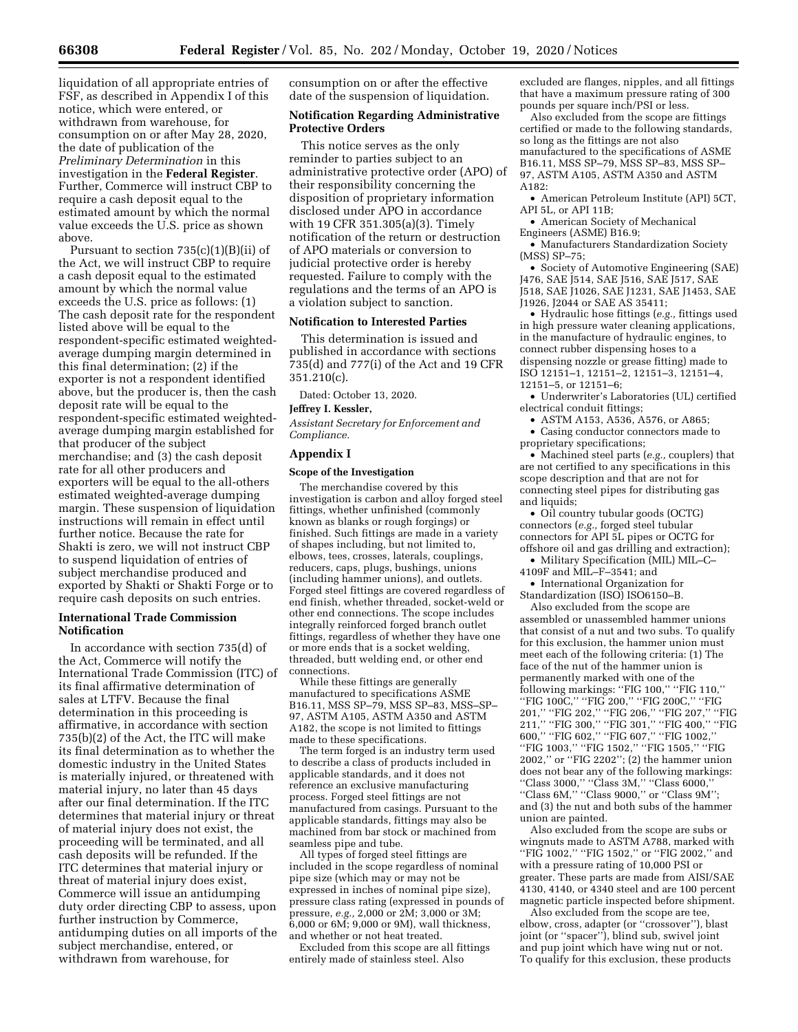liquidation of all appropriate entries of FSF, as described in Appendix I of this notice, which were entered, or withdrawn from warehouse, for consumption on or after May 28, 2020, the date of publication of the *Preliminary Determination* in this investigation in the **Federal Register**. Further, Commerce will instruct CBP to require a cash deposit equal to the estimated amount by which the normal value exceeds the U.S. price as shown above.

Pursuant to section 735(c)(1)(B)(ii) of the Act, we will instruct CBP to require a cash deposit equal to the estimated amount by which the normal value exceeds the U.S. price as follows: (1) The cash deposit rate for the respondent listed above will be equal to the respondent-specific estimated weighted-average dumping margin determined in this final determination; (2) if the exporter is not a respondent identified above, but the producer is, then the cash deposit rate will be equal to the respondent-specific estimated weighted-average dumping margin established for that producer of the subject merchandise; and (3) the cash deposit rate for all other producers and exporters will be equal to the all-others estimated weighted-average dumping margin. These suspension of liquidation instructions will remain in effect until further notice. Because the rate for Shakti is zero, we will not instruct CBP to suspend liquidation of entries of subject merchandise produced and exported by Shakti or Shakti Forge or to require cash deposits on such entries.

## International Trade Commission Notification

In accordance with section 735(d) of the Act, Commerce will notify the International Trade Commission (ITC) of its final affirmative determination of sales at LTFV. Because the final determination in this proceeding is affirmative, in accordance with section 735(b)(2) of the Act, the ITC will make its final determination as to whether the domestic industry in the United States is materially injured, or threatened with material injury, no later than 45 days after our final determination. If the ITC determines that material injury or threat of material injury does not exist, the proceeding will be terminated, and all cash deposits will be refunded. If the ITC determines that material injury or threat of material injury does exist, Commerce will issue an antidumping duty order directing CBP to assess, upon further instruction by Commerce, antidumping duties on all imports of the subject merchandise, entered, or withdrawn from warehouse, for consumption on or after the effective date of the suspension of liquidation.

## Notification Regarding Administrative Protective Orders

This notice serves as the only reminder to parties subject to an administrative protective order (APO) of their responsibility concerning the disposition of proprietary information disclosed under APO in accordance with 19 CFR 351.305(a)(3). Timely notification of the return or destruction of APO materials or conversion to judicial protective order is hereby requested. Failure to comply with the regulations and the terms of an APO is a violation subject to sanction.

## Notification to Interested Parties

This determination is issued and published in accordance with sections 735(d) and 777(i) of the Act and 19 CFR 351.210(c).

Dated: October 13, 2020.

**Jeffrey I. Kessler,**

*Assistant Secretary for Enforcement and Compliance.*

## Appendix I

### Scope of the Investigation

The merchandise covered by this investigation is carbon and alloy forged steel fittings, whether unfinished (commonly known as blanks or rough forgings) or finished. Such fittings are made in a variety of shapes including, but not limited to, elbows, tees, crosses, laterals, couplings, reducers, caps, plugs, bushings, unions (including hammer unions), and outlets. Forged steel fittings are covered regardless of end finish, whether threaded, socket-weld or other end connections. The scope includes integrally reinforced forged branch outlet fittings, regardless of whether they have one or more ends that is a socket welding, threaded, butt welding end, or other end connections.

While these fittings are generally manufactured to specifications ASME B16.11, MSS SP–79, MSS SP–83, MSS–SP–97, ASTM A105, ASTM A350 and ASTM A182, the scope is not limited to fittings made to these specifications.

The term forged is an industry term used to describe a class of products included in applicable standards, and it does not reference an exclusive manufacturing process. Forged steel fittings are not manufactured from casings. Pursuant to the applicable standards, fittings may also be machined from bar stock or machined from seamless pipe and tube.

All types of forged steel fittings are included in the scope regardless of nominal pipe size (which may or may not be expressed in inches of nominal pipe size), pressure class rating (expressed in pounds of pressure, *e.g.,* 2,000 or 2M; 3,000 or 3M; 6,000 or 6M; 9,000 or 9M), wall thickness, and whether or not heat treated.

Excluded from this scope are all fittings entirely made of stainless steel. Also excluded are flanges, nipples, and all fittings that have a maximum pressure rating of 300 pounds per square inch/PSI or less.

Also excluded from the scope are fittings certified or made to the following standards, so long as the fittings are not also manufactured to the specifications of ASME B16.11, MSS SP–79, MSS SP–83, MSS SP–97, ASTM A105, ASTM A350 and ASTM A182:

- American Petroleum Institute (API) 5CT, API 5L, or API 11B;
- American Society of Mechanical Engineers (ASME) B16.9;
- Manufacturers Standardization Society (MSS) SP–75;
- Society of Automotive Engineering (SAE) J476, SAE J514, SAE J516, SAE J517, SAE J518, SAE J1026, SAE J1231, SAE J1453, SAE J1926, J2044 or SAE AS 35411;
- Hydraulic hose fittings (*e.g.,* fittings used in high pressure water cleaning applications, in the manufacture of hydraulic engines, to connect rubber dispensing hoses to a dispensing nozzle or grease fitting) made to ISO 12151–1, 12151–2, 12151–3, 12151–4, 12151–5, or 12151–6;
- Underwriter's Laboratories (UL) certified electrical conduit fittings;
- ASTM A153, A536, A576, or A865;
- Casing conductor connectors made to proprietary specifications;
- Machined steel parts (*e.g.,* couplers) that are not certified to any specifications in this scope description and that are not for connecting steel pipes for distributing gas and liquids;
- Oil country tubular goods (OCTG) connectors (*e.g.,* forged steel tubular connectors for API 5L pipes or OCTG for offshore oil and gas drilling and extraction);
- Military Specification (MIL) MIL–C–4109F and MIL–F–3541; and
- International Organization for Standardization (ISO) ISO6150–B.

Also excluded from the scope are assembled or unassembled hammer unions that consist of a nut and two subs. To qualify for this exclusion, the hammer union must meet each of the following criteria: (1) The face of the nut of the hammer union is permanently marked with one of the following markings: ''FIG 100,'' ''FIG 110,'' ''FIG 100C,'' ''FIG 200,'' ''FIG 200C,'' ''FIG 201,'' ''FIG 202,'' ''FIG 206,'' ''FIG 207,'' ''FIG 211,'' ''FIG 300,'' ''FIG 301,'' ''FIG 400,'' ''FIG 600,'' ''FIG 602,'' ''FIG 607,'' ''FIG 1002,'' ''FIG 1003,'' ''FIG 1502,'' ''FIG 1505,'' ''FIG 2002,'' or ''FIG 2202''; (2) the hammer union does not bear any of the following markings: ''Class 3000,'' ''Class 3M,'' ''Class 6000,'' ''Class 6M,'' ''Class 9000,'' or ''Class 9M''; and (3) the nut and both subs of the hammer union are painted.

Also excluded from the scope are subs or wingnuts made to ASTM A788, marked with ''FIG 1002,'' ''FIG 1502,'' or ''FIG 2002,'' and with a pressure rating of 10,000 PSI or greater. These parts are made from AISI/SAE 4130, 4140, or 4340 steel and are 100 percent magnetic particle inspected before shipment.

Also excluded from the scope are tee, elbow, cross, adapter (or ''crossover''), blast joint (or ''spacer''), blind sub, swivel joint and pup joint which have wing nut or not. To qualify for this exclusion, these products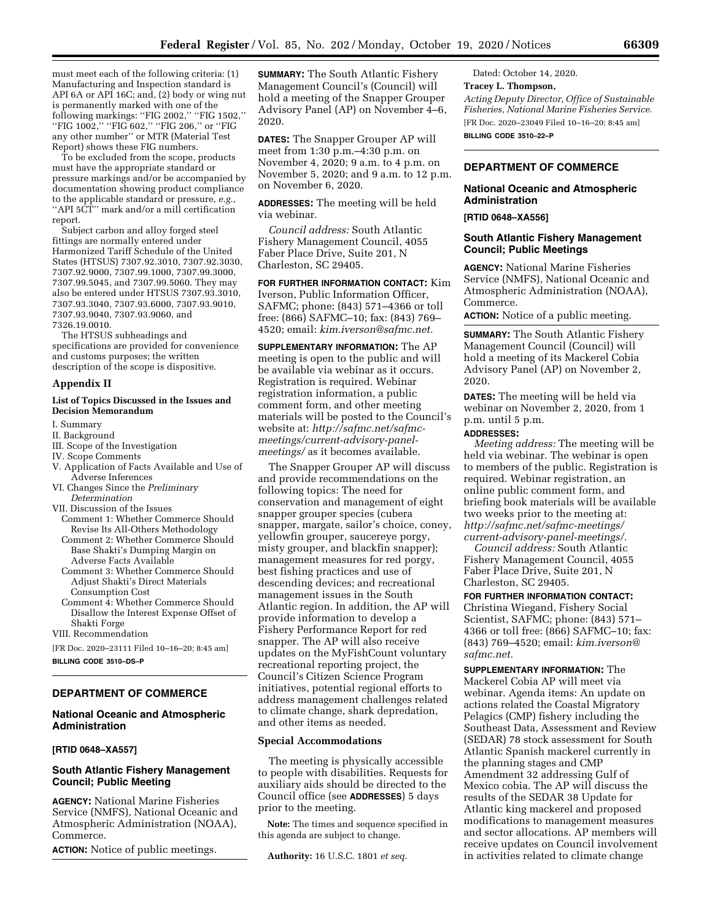must meet each of the following criteria: (1) Manufacturing and Inspection standard is API 6A or API 16C; and, (2) body or wing nut is permanently marked with one of the following markings: ''FIG 2002,'' ''FIG 1502,'' ''FIG 1002,'' ''FIG 602,'' ''FIG 206,'' or ''FIG any other number'' or MTR (Material Test Report) shows these FIG numbers.

To be excluded from the scope, products must have the appropriate standard or pressure markings and/or be accompanied by documentation showing product compliance to the applicable standard or pressure, *e.g.,* ''API 5CT'' mark and/or a mill certification report.

Subject carbon and alloy forged steel fittings are normally entered under Harmonized Tariff Schedule of the United States (HTSUS) 7307.92.3010, 7307.92.3030, 7307.92.9000, 7307.99.1000, 7307.99.3000, 7307.99.5045, and 7307.99.5060. They may also be entered under HTSUS 7307.93.3010, 7307.93.3040, 7307.93.6000, 7307.93.9010, 7307.93.9040, 7307.93.9060, and 7326.19.0010.

The HTSUS subheadings and specifications are provided for convenience and customs purposes; the written description of the scope is dispositive.

## Appendix II

### List of Topics Discussed in the Issues and Decision Memorandum

I. Summary
II. Background
III. Scope of the Investigation
IV. Scope Comments
V. Application of Facts Available and Use of Adverse Inferences
VI. Changes Since the *Preliminary Determination*
VII. Discussion of the Issues
  Comment 1: Whether Commerce Should Revise Its All-Others Methodology
  Comment 2: Whether Commerce Should Base Shakti's Dumping Margin on Adverse Facts Available
  Comment 3: Whether Commerce Should Adjust Shakti's Direct Materials Consumption Cost
  Comment 4: Whether Commerce Should Disallow the Interest Expense Offset of Shakti Forge
VIII. Recommendation

[FR Doc. 2020–23111 Filed 10–16–20; 8:45 am]

**BILLING CODE 3510–DS–P**

---

## DEPARTMENT OF COMMERCE

### National Oceanic and Atmospheric Administration

**[RTID 0648–XA557]**

### South Atlantic Fishery Management Council; Public Meeting

**AGENCY:** National Marine Fisheries Service (NMFS), National Oceanic and Atmospheric Administration (NOAA), Commerce.

**ACTION:** Notice of public meetings.

**SUMMARY:** The South Atlantic Fishery Management Council's (Council) will hold a meeting of the Snapper Grouper Advisory Panel (AP) on November 4–6, 2020.

**DATES:** The Snapper Grouper AP will meet from 1:30 p.m.–4:30 p.m. on November 4, 2020; 9 a.m. to 4 p.m. on November 5, 2020; and 9 a.m. to 12 p.m. on November 6, 2020.

**ADDRESSES:** The meeting will be held via webinar.

*Council address:* South Atlantic Fishery Management Council, 4055 Faber Place Drive, Suite 201, N Charleston, SC 29405.

**FOR FURTHER INFORMATION CONTACT:** Kim Iverson, Public Information Officer, SAFMC; phone: (843) 571–4366 or toll free: (866) SAFMC–10; fax: (843) 769–4520; email: *kim.iverson@safmc.net.*

**SUPPLEMENTARY INFORMATION:** The AP meeting is open to the public and will be available via webinar as it occurs. Registration is required. Webinar registration information, a public comment form, and other meeting materials will be posted to the Council's website at: *http://safmc.net/safmc-meetings/current-advisory-panel-meetings/* as it becomes available.

The Snapper Grouper AP will discuss and provide recommendations on the following topics: The need for conservation and management of eight snapper grouper species (cubera snapper, margate, sailor's choice, coney, yellowfin grouper, saucereye porgy, misty grouper, and blackfin snapper); management measures for red porgy, best fishing practices and use of descending devices; and recreational management issues in the South Atlantic region. In addition, the AP will provide information to develop a Fishery Performance Report for red snapper. The AP will also receive updates on the MyFishCount voluntary recreational reporting project, the Council's Citizen Science Program initiatives, potential regional efforts to address management challenges related to climate change, shark depredation, and other items as needed.

### Special Accommodations

The meeting is physically accessible to people with disabilities. Requests for auxiliary aids should be directed to the Council office (see **ADDRESSES**) 5 days prior to the meeting.

**Note:** The times and sequence specified in this agenda are subject to change.

**Authority:** 16 U.S.C. 1801 *et seq.*

Dated: October 14, 2020.

**Tracey L. Thompson,**

*Acting Deputy Director, Office of Sustainable Fisheries, National Marine Fisheries Service.*

[FR Doc. 2020–23049 Filed 10–16–20; 8:45 am]

**BILLING CODE 3510–22–P**

---

## DEPARTMENT OF COMMERCE

### National Oceanic and Atmospheric Administration

**[RTID 0648–XA556]**

### South Atlantic Fishery Management Council; Public Meetings

**AGENCY:** National Marine Fisheries Service (NMFS), National Oceanic and Atmospheric Administration (NOAA), Commerce.

**ACTION:** Notice of a public meeting.

**SUMMARY:** The South Atlantic Fishery Management Council (Council) will hold a meeting of its Mackerel Cobia Advisory Panel (AP) on November 2, 2020.

**DATES:** The meeting will be held via webinar on November 2, 2020, from 1 p.m. until 5 p.m.

**ADDRESSES:**

*Meeting address:* The meeting will be held via webinar. The webinar is open to members of the public. Registration is required. Webinar registration, an online public comment form, and briefing book materials will be available two weeks prior to the meeting at: *http://safmc.net/safmc-meetings/current-advisory-panel-meetings/.*

*Council address:* South Atlantic Fishery Management Council, 4055 Faber Place Drive, Suite 201, N Charleston, SC 29405.

**FOR FURTHER INFORMATION CONTACT:** Christina Wiegand, Fishery Social Scientist, SAFMC; phone: (843) 571–4366 or toll free: (866) SAFMC–10; fax: (843) 769–4520; email: *kim.iverson@safmc.net.*

**SUPPLEMENTARY INFORMATION:** The Mackerel Cobia AP will meet via webinar. Agenda items: An update on actions related the Coastal Migratory Pelagics (CMP) fishery including the Southeast Data, Assessment and Review (SEDAR) 78 stock assessment for South Atlantic Spanish mackerel currently in the planning stages and CMP Amendment 32 addressing Gulf of Mexico cobia. The AP will discuss the results of the SEDAR 38 Update for Atlantic king mackerel and proposed modifications to management measures and sector allocations. AP members will receive updates on Council involvement in activities related to climate change